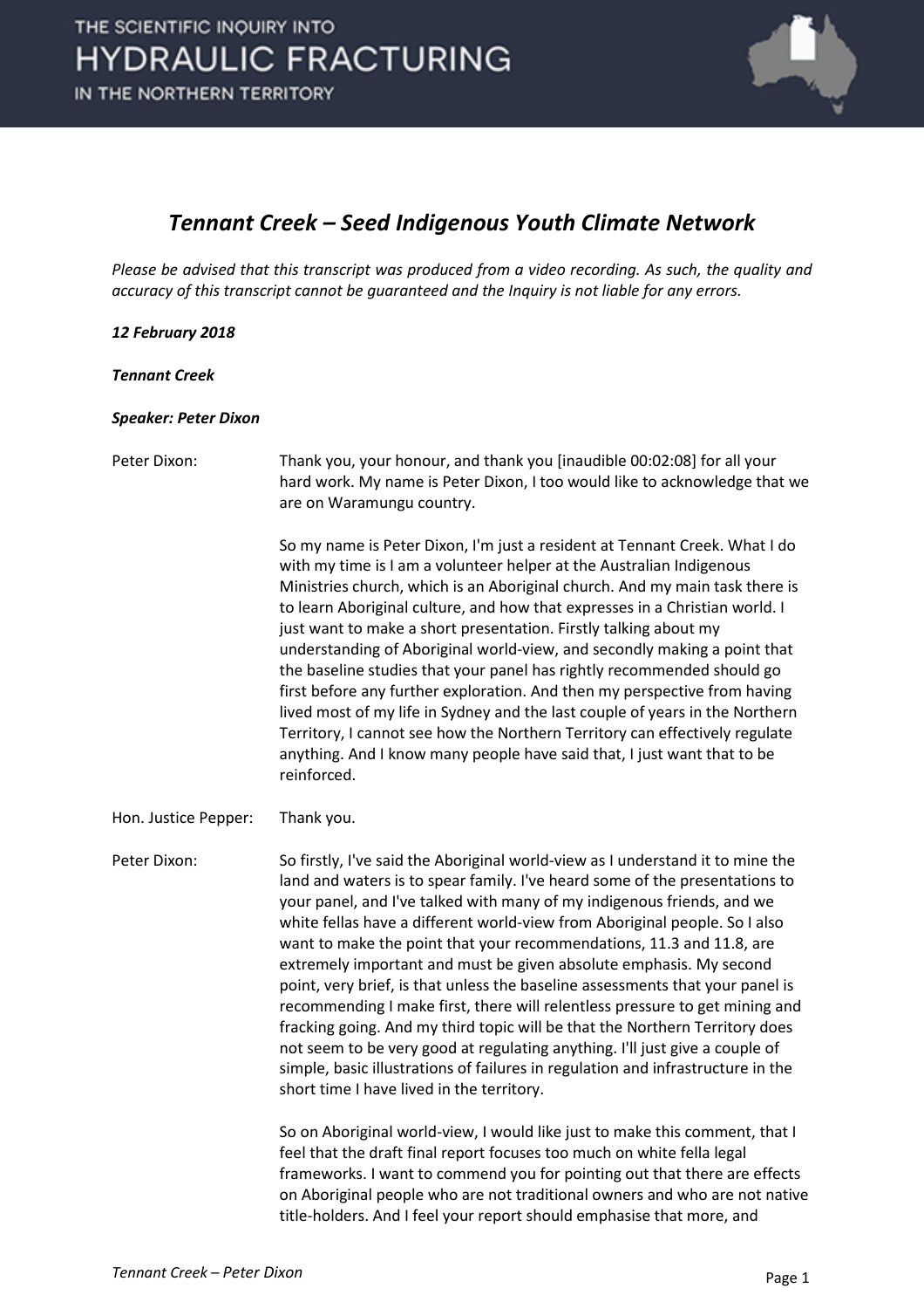# *Tennant Creek – Seed Indigenous Youth Climate Network*

*Please be advised that this transcript was produced from a video recording. As such, the quality and accuracy of this transcript cannot be guaranteed and the Inquiry is not liable for any errors.*

***12 February 2018***

***Tennant Creek***

***Speaker: Peter Dixon***

Peter Dixon: Thank you, your honour, and thank you [inaudible 00:02:08] for all your hard work. My name is Peter Dixon, I too would like to acknowledge that we are on Waramungu country.

So my name is Peter Dixon, I'm just a resident at Tennant Creek. What I do with my time is I am a volunteer helper at the Australian Indigenous Ministries church, which is an Aboriginal church. And my main task there is to learn Aboriginal culture, and how that expresses in a Christian world. I just want to make a short presentation. Firstly talking about my understanding of Aboriginal world-view, and secondly making a point that the baseline studies that your panel has rightly recommended should go first before any further exploration. And then my perspective from having lived most of my life in Sydney and the last couple of years in the Northern Territory, I cannot see how the Northern Territory can effectively regulate anything. And I know many people have said that, I just want that to be reinforced.

Hon. Justice Pepper: Thank you.

Peter Dixon: So firstly, I've said the Aboriginal world-view as I understand it to mine the land and waters is to spear family. I've heard some of the presentations to your panel, and I've talked with many of my indigenous friends, and we white fellas have a different world-view from Aboriginal people. So I also want to make the point that your recommendations, 11.3 and 11.8, are extremely important and must be given absolute emphasis. My second point, very brief, is that unless the baseline assessments that your panel is recommending I make first, there will relentless pressure to get mining and fracking going. And my third topic will be that the Northern Territory does not seem to be very good at regulating anything. I'll just give a couple of simple, basic illustrations of failures in regulation and infrastructure in the short time I have lived in the territory.

So on Aboriginal world-view, I would like just to make this comment, that I feel that the draft final report focuses too much on white fella legal frameworks. I want to commend you for pointing out that there are effects on Aboriginal people who are not traditional owners and who are not native title-holders. And I feel your report should emphasise that more, and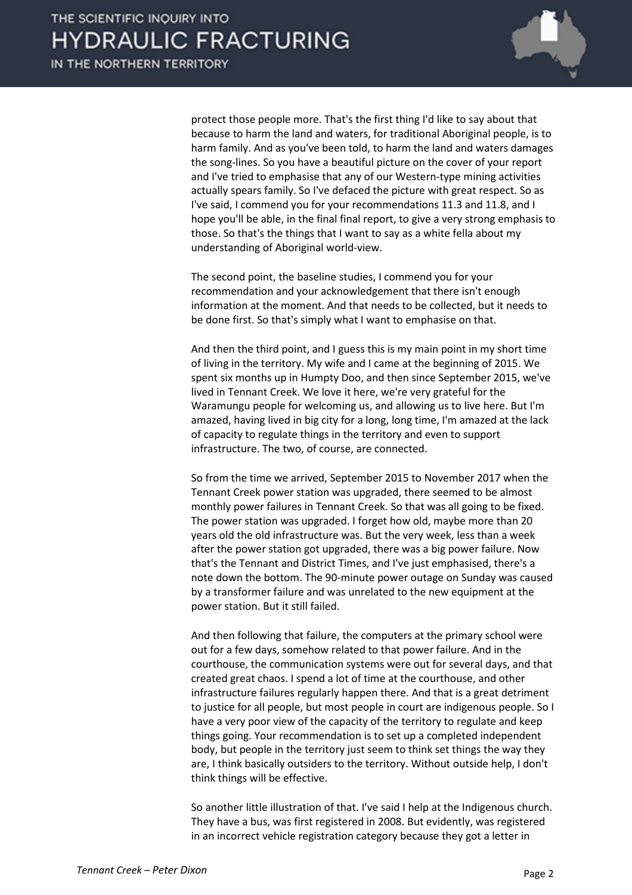protect those people more. That's the first thing I'd like to say about that because to harm the land and waters, for traditional Aboriginal people, is to harm family. And as you've been told, to harm the land and waters damages the song-lines. So you have a beautiful picture on the cover of your report and I've tried to emphasise that any of our Western-type mining activities actually spears family. So I've defaced the picture with great respect. So as I've said, I commend you for your recommendations 11.3 and 11.8, and I hope you'll be able, in the final final report, to give a very strong emphasis to those. So that's the things that I want to say as a white fella about my understanding of Aboriginal world-view.

The second point, the baseline studies, I commend you for your recommendation and your acknowledgement that there isn't enough information at the moment. And that needs to be collected, but it needs to be done first. So that's simply what I want to emphasise on that.

And then the third point, and I guess this is my main point in my short time of living in the territory. My wife and I came at the beginning of 2015. We spent six months up in Humpty Doo, and then since September 2015, we've lived in Tennant Creek. We love it here, we're very grateful for the Waramungu people for welcoming us, and allowing us to live here. But I'm amazed, having lived in big city for a long, long time, I'm amazed at the lack of capacity to regulate things in the territory and even to support infrastructure. The two, of course, are connected.

So from the time we arrived, September 2015 to November 2017 when the Tennant Creek power station was upgraded, there seemed to be almost monthly power failures in Tennant Creek. So that was all going to be fixed. The power station was upgraded. I forget how old, maybe more than 20 years old the old infrastructure was. But the very week, less than a week after the power station got upgraded, there was a big power failure. Now that's the Tennant and District Times, and I've just emphasised, there's a note down the bottom. The 90-minute power outage on Sunday was caused by a transformer failure and was unrelated to the new equipment at the power station. But it still failed.

And then following that failure, the computers at the primary school were out for a few days, somehow related to that power failure. And in the courthouse, the communication systems were out for several days, and that created great chaos. I spend a lot of time at the courthouse, and other infrastructure failures regularly happen there. And that is a great detriment to justice for all people, but most people in court are indigenous people. So I have a very poor view of the capacity of the territory to regulate and keep things going. Your recommendation is to set up a completed independent body, but people in the territory just seem to think set things the way they are, I think basically outsiders to the territory. Without outside help, I don't think things will be effective.

So another little illustration of that. I've said I help at the Indigenous church. They have a bus, was first registered in 2008. But evidently, was registered in an incorrect vehicle registration category because they got a letter in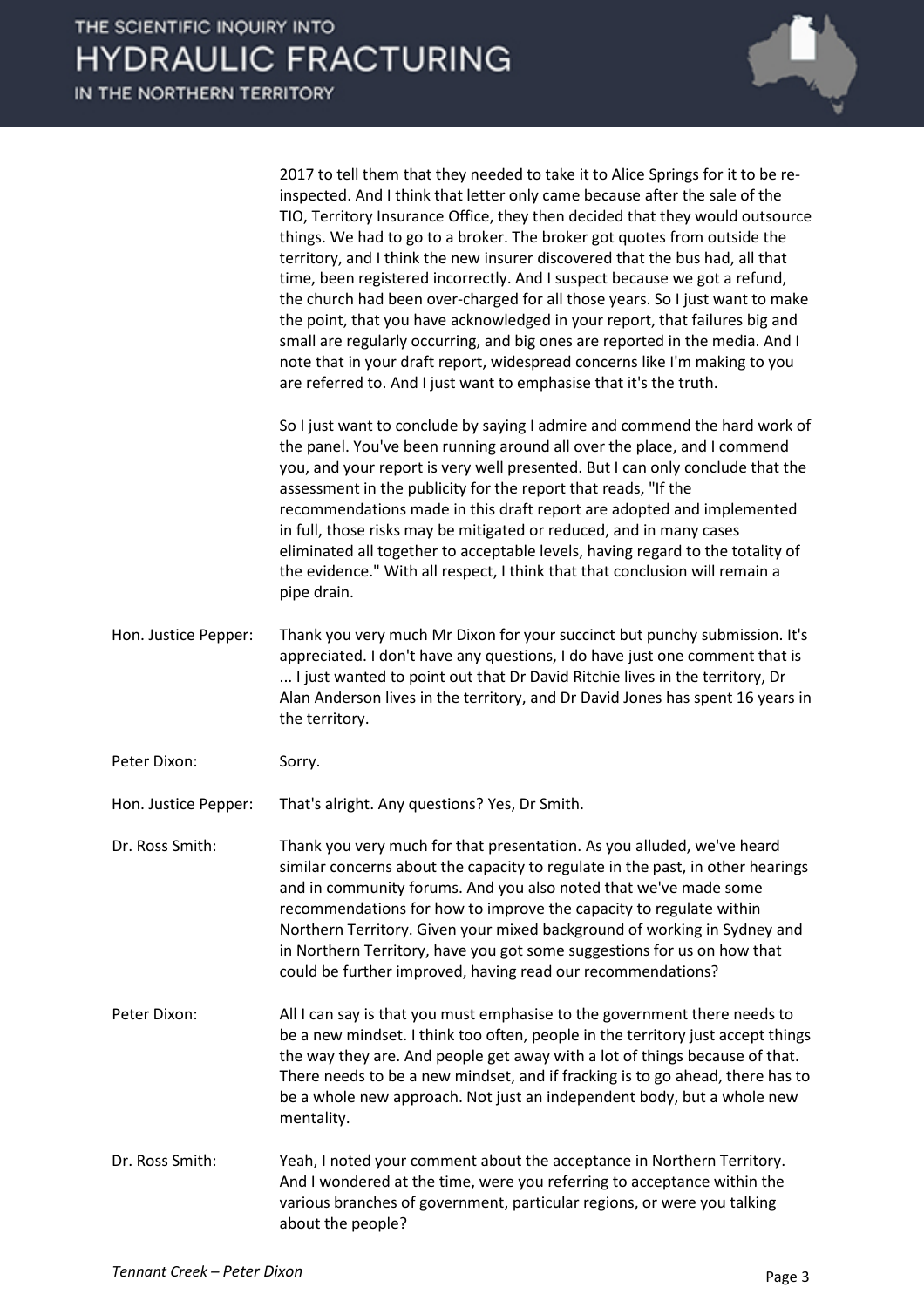2017 to tell them that they needed to take it to Alice Springs for it to be re-inspected. And I think that letter only came because after the sale of the TIO, Territory Insurance Office, they then decided that they would outsource things. We had to go to a broker. The broker got quotes from outside the territory, and I think the new insurer discovered that the bus had, all that time, been registered incorrectly. And I suspect because we got a refund, the church had been over-charged for all those years. So I just want to make the point, that you have acknowledged in your report, that failures big and small are regularly occurring, and big ones are reported in the media. And I note that in your draft report, widespread concerns like I'm making to you are referred to. And I just want to emphasise that it's the truth.

So I just want to conclude by saying I admire and commend the hard work of the panel. You've been running around all over the place, and I commend you, and your report is very well presented. But I can only conclude that the assessment in the publicity for the report that reads, "If the recommendations made in this draft report are adopted and implemented in full, those risks may be mitigated or reduced, and in many cases eliminated all together to acceptable levels, having regard to the totality of the evidence." With all respect, I think that that conclusion will remain a pipe drain.

**Hon. Justice Pepper:** Thank you very much Mr Dixon for your succinct but punchy submission. It's appreciated. I don't have any questions, I do have just one comment that is ... I just wanted to point out that Dr David Ritchie lives in the territory, Dr Alan Anderson lives in the territory, and Dr David Jones has spent 16 years in the territory.

**Peter Dixon:** Sorry.

**Hon. Justice Pepper:** That's alright. Any questions? Yes, Dr Smith.

**Dr. Ross Smith:** Thank you very much for that presentation. As you alluded, we've heard similar concerns about the capacity to regulate in the past, in other hearings and in community forums. And you also noted that we've made some recommendations for how to improve the capacity to regulate within Northern Territory. Given your mixed background of working in Sydney and in Northern Territory, have you got some suggestions for us on how that could be further improved, having read our recommendations?

**Peter Dixon:** All I can say is that you must emphasise to the government there needs to be a new mindset. I think too often, people in the territory just accept things the way they are. And people get away with a lot of things because of that. There needs to be a new mindset, and if fracking is to go ahead, there has to be a whole new approach. Not just an independent body, but a whole new mentality.

**Dr. Ross Smith:** Yeah, I noted your comment about the acceptance in Northern Territory. And I wondered at the time, were you referring to acceptance within the various branches of government, particular regions, or were you talking about the people?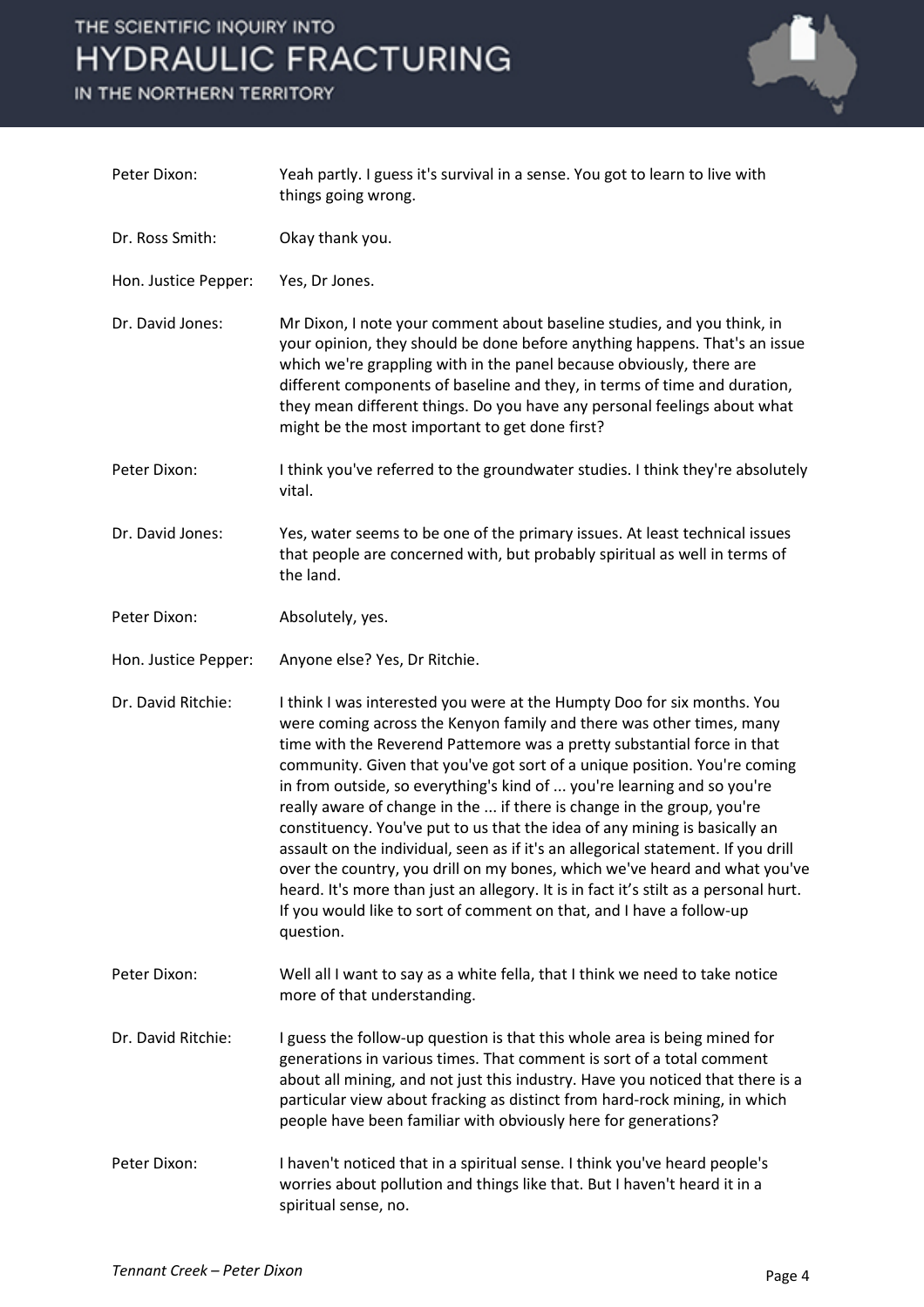| | |
|---|---|
| Peter Dixon: | Yeah partly. I guess it's survival in a sense. You got to learn to live with things going wrong. |
| Dr. Ross Smith: | Okay thank you. |
| Hon. Justice Pepper: | Yes, Dr Jones. |
| Dr. David Jones: | Mr Dixon, I note your comment about baseline studies, and you think, in your opinion, they should be done before anything happens. That's an issue which we're grappling with in the panel because obviously, there are different components of baseline and they, in terms of time and duration, they mean different things. Do you have any personal feelings about what might be the most important to get done first? |
| Peter Dixon: | I think you've referred to the groundwater studies. I think they're absolutely vital. |
| Dr. David Jones: | Yes, water seems to be one of the primary issues. At least technical issues that people are concerned with, but probably spiritual as well in terms of the land. |
| Peter Dixon: | Absolutely, yes. |
| Hon. Justice Pepper: | Anyone else? Yes, Dr Ritchie. |
| Dr. David Ritchie: | I think I was interested you were at the Humpty Doo for six months. You were coming across the Kenyon family and there was other times, many time with the Reverend Pattemore was a pretty substantial force in that community. Given that you've got sort of a unique position. You're coming in from outside, so everything's kind of ... you're learning and so you're really aware of change in the ... if there is change in the group, you're constituency. You've put to us that the idea of any mining is basically an assault on the individual, seen as if it's an allegorical statement. If you drill over the country, you drill on my bones, which we've heard and what you've heard. It's more than just an allegory. It is in fact it's stilt as a personal hurt. If you would like to sort of comment on that, and I have a follow-up question. |
| Peter Dixon: | Well all I want to say as a white fella, that I think we need to take notice more of that understanding. |
| Dr. David Ritchie: | I guess the follow-up question is that this whole area is being mined for generations in various times. That comment is sort of a total comment about all mining, and not just this industry. Have you noticed that there is a particular view about fracking as distinct from hard-rock mining, in which people have been familiar with obviously here for generations? |
| Peter Dixon: | I haven't noticed that in a spiritual sense. I think you've heard people's worries about pollution and things like that. But I haven't heard it in a spiritual sense, no. |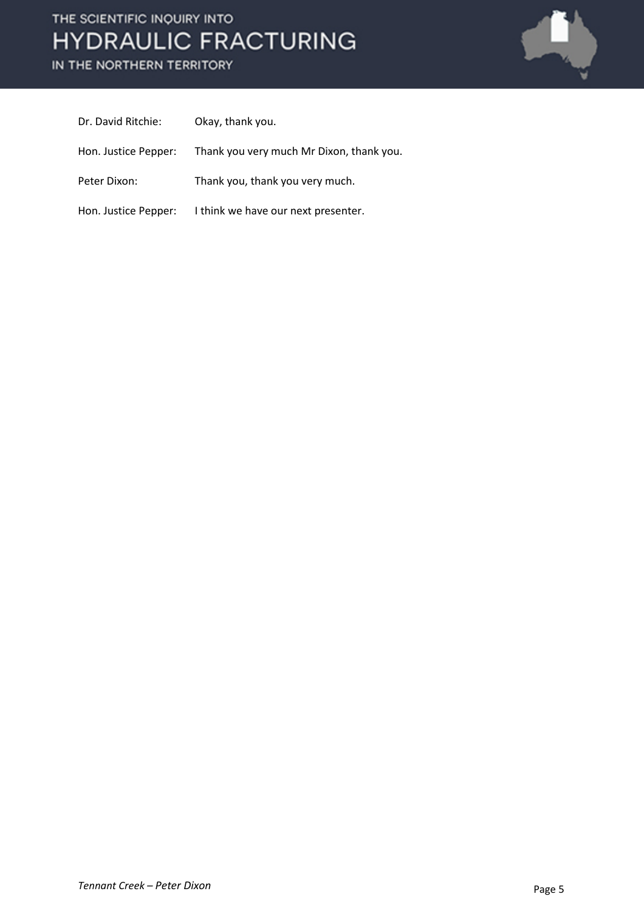Dr. David Ritchie: Okay, thank you.

Hon. Justice Pepper: Thank you very much Mr Dixon, thank you.

Peter Dixon: Thank you, thank you very much.

Hon. Justice Pepper: I think we have our next presenter.